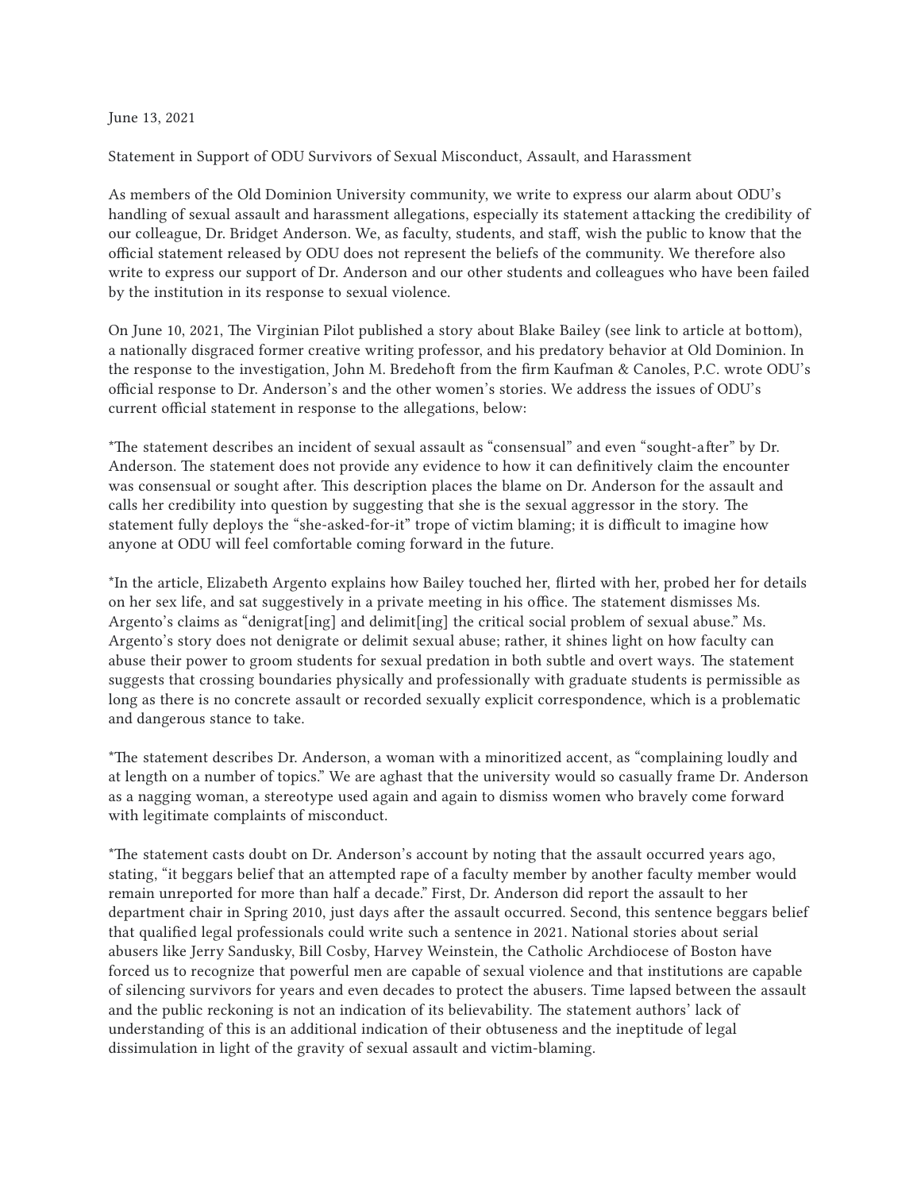June 13, 2021

Statement in Support of ODU Survivors of Sexual Misconduct, Assault, and Harassment

As members of the Old Dominion University community, we write to express our alarm about ODU's handling of sexual assault and harassment allegations, especially its statement attacking the credibility of our colleague, Dr. Bridget Anderson. We, as faculty, students, and staff, wish the public to know that the official statement released by ODU does not represent the beliefs of the community. We therefore also write to express our support of Dr. Anderson and our other students and colleagues who have been failed by the institution in its response to sexual violence.

On June 10, 2021, The Virginian Pilot published a story about Blake Bailey (see link to article at bottom), a nationally disgraced former creative writing professor, and his predatory behavior at Old Dominion. In the response to the investigation, John M. Bredehoft from the firm Kaufman & Canoles, P.C. wrote ODU's official response to Dr. Anderson's and the other women's stories. We address the issues of ODU's current official statement in response to the allegations, below:

*The statement describes an incident of sexual assault as "consensual" and even "sought-after" by Dr. Anderson. The statement does not provide any evidence to how it can definitively claim the encounter was consensual or sought after. This description places the blame on Dr. Anderson for the assault and calls her credibility into question by suggesting that she is the sexual aggressor in the story. The statement fully deploys the "she-asked-for-it" trope of victim blaming; it is difficult to imagine how anyone at ODU will feel comfortable coming forward in the future.

*In the article, Elizabeth Argento explains how Bailey touched her, flirted with her, probed her for details on her sex life, and sat suggestively in a private meeting in his office. The statement dismisses Ms. Argento's claims as "denigrat[ing] and delimit[ing] the critical social problem of sexual abuse." Ms. Argento's story does not denigrate or delimit sexual abuse; rather, it shines light on how faculty can abuse their power to groom students for sexual predation in both subtle and overt ways. The statement suggests that crossing boundaries physically and professionally with graduate students is permissible as long as there is no concrete assault or recorded sexually explicit correspondence, which is a problematic and dangerous stance to take.

*The statement describes Dr. Anderson, a woman with a minoritized accent, as "complaining loudly and at length on a number of topics." We are aghast that the university would so casually frame Dr. Anderson as a nagging woman, a stereotype used again and again to dismiss women who bravely come forward with legitimate complaints of misconduct.

*The statement casts doubt on Dr. Anderson's account by noting that the assault occurred years ago, stating, "it beggars belief that an attempted rape of a faculty member by another faculty member would remain unreported for more than half a decade." First, Dr. Anderson did report the assault to her department chair in Spring 2010, just days after the assault occurred. Second, this sentence beggars belief that qualified legal professionals could write such a sentence in 2021. National stories about serial abusers like Jerry Sandusky, Bill Cosby, Harvey Weinstein, the Catholic Archdiocese of Boston have forced us to recognize that powerful men are capable of sexual violence and that institutions are capable of silencing survivors for years and even decades to protect the abusers. Time lapsed between the assault and the public reckoning is not an indication of its believability. The statement authors' lack of understanding of this is an additional indication of their obtuseness and the ineptitude of legal dissimulation in light of the gravity of sexual assault and victim-blaming.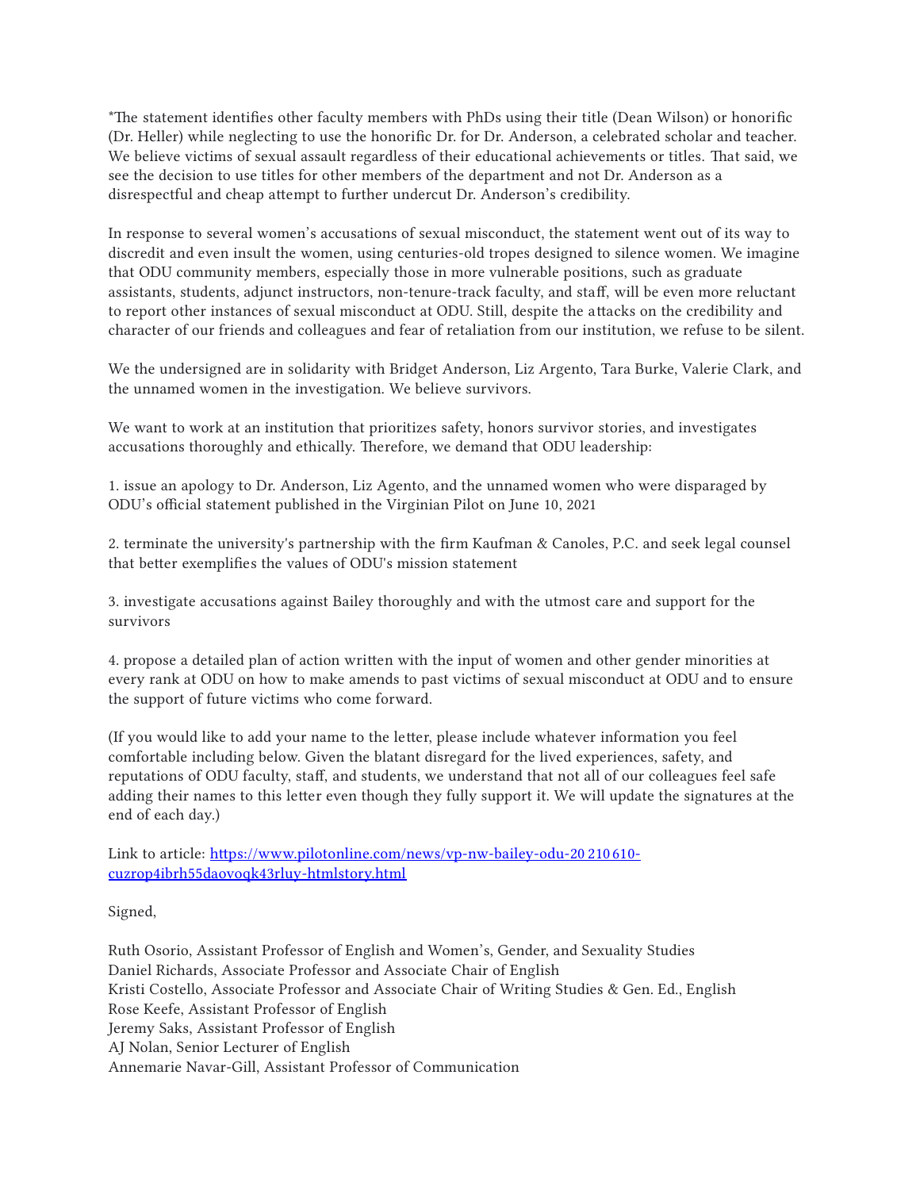*The statement identifies other faculty members with PhDs using their title (Dean Wilson) or honorific (Dr. Heller) while neglecting to use the honorific Dr. for Dr. Anderson, a celebrated scholar and teacher. We believe victims of sexual assault regardless of their educational achievements or titles. That said, we see the decision to use titles for other members of the department and not Dr. Anderson as a disrespectful and cheap attempt to further undercut Dr. Anderson's credibility.

In response to several women's accusations of sexual misconduct, the statement went out of its way to discredit and even insult the women, using centuries-old tropes designed to silence women. We imagine that ODU community members, especially those in more vulnerable positions, such as graduate assistants, students, adjunct instructors, non-tenure-track faculty, and staff, will be even more reluctant to report other instances of sexual misconduct at ODU. Still, despite the attacks on the credibility and character of our friends and colleagues and fear of retaliation from our institution, we refuse to be silent.

We the undersigned are in solidarity with Bridget Anderson, Liz Argento, Tara Burke, Valerie Clark, and the unnamed women in the investigation. We believe survivors.

We want to work at an institution that prioritizes safety, honors survivor stories, and investigates accusations thoroughly and ethically. Therefore, we demand that ODU leadership:

1. issue an apology to Dr. Anderson, Liz Agento, and the unnamed women who were disparaged by ODU's official statement published in the Virginian Pilot on June 10, 2021

2. terminate the university's partnership with the firm Kaufman & Canoles, P.C. and seek legal counsel that better exemplifies the values of ODU's mission statement

3. investigate accusations against Bailey thoroughly and with the utmost care and support for the survivors

4. propose a detailed plan of action written with the input of women and other gender minorities at every rank at ODU on how to make amends to past victims of sexual misconduct at ODU and to ensure the support of future victims who come forward.

(If you would like to add your name to the letter, please include whatever information you feel comfortable including below. Given the blatant disregard for the lived experiences, safety, and reputations of ODU faculty, staff, and students, we understand that not all of our colleagues feel safe adding their names to this letter even though they fully support it. We will update the signatures at the end of each day.)

Link to article: [https://www.pilotonline.com/news/vp-nw-bailey-odu-20210610-cuzrop4ibrh55daovoqk43rluy-htmlstory.html](https://www.pilotonline.com/news/vp-nw-bailey-odu-20210610-cuzrop4ibrh55daovoqk43rluy-htmlstory.html)

Signed,

Ruth Osorio, Assistant Professor of English and Women's, Gender, and Sexuality Studies
Daniel Richards, Associate Professor and Associate Chair of English
Kristi Costello, Associate Professor and Associate Chair of Writing Studies & Gen. Ed., English
Rose Keefe, Assistant Professor of English
Jeremy Saks, Assistant Professor of English
AJ Nolan, Senior Lecturer of English
Annemarie Navar-Gill, Assistant Professor of Communication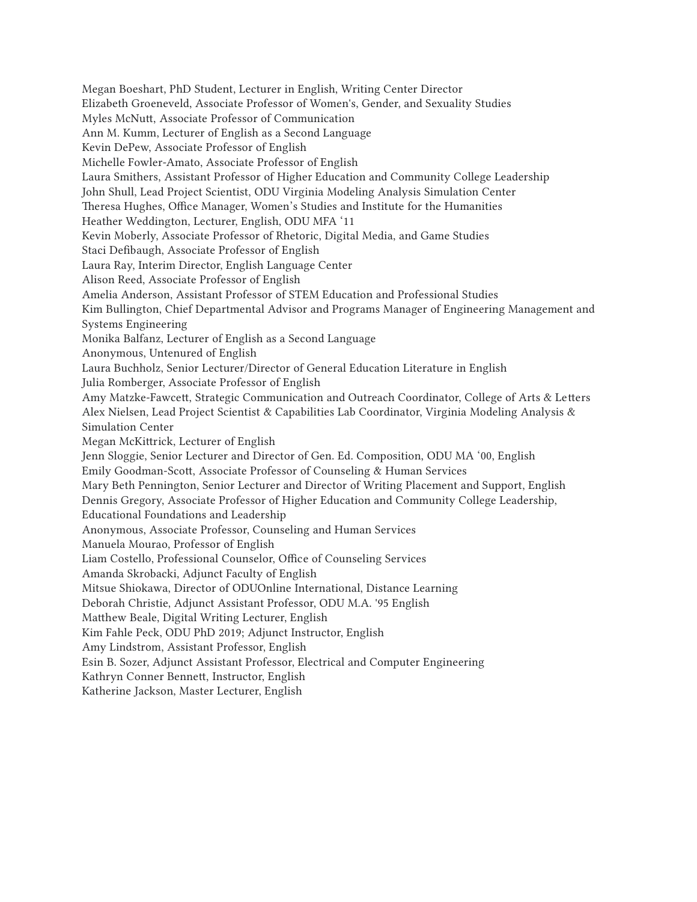Megan Boeshart, PhD Student, Lecturer in English, Writing Center Director
Elizabeth Groeneveld, Associate Professor of Women's, Gender, and Sexuality Studies
Myles McNutt, Associate Professor of Communication
Ann M. Kumm, Lecturer of English as a Second Language
Kevin DePew, Associate Professor of English
Michelle Fowler-Amato, Associate Professor of English
Laura Smithers, Assistant Professor of Higher Education and Community College Leadership
John Shull, Lead Project Scientist, ODU Virginia Modeling Analysis Simulation Center
Theresa Hughes, Office Manager, Women's Studies and Institute for the Humanities
Heather Weddington, Lecturer, English, ODU MFA '11
Kevin Moberly, Associate Professor of Rhetoric, Digital Media, and Game Studies
Staci Defibaugh, Associate Professor of English
Laura Ray, Interim Director, English Language Center
Alison Reed, Associate Professor of English
Amelia Anderson, Assistant Professor of STEM Education and Professional Studies
Kim Bullington, Chief Departmental Advisor and Programs Manager of Engineering Management and Systems Engineering
Monika Balfanz, Lecturer of English as a Second Language
Anonymous, Untenured of English
Laura Buchholz, Senior Lecturer/Director of General Education Literature in English
Julia Romberger, Associate Professor of English
Amy Matzke-Fawcett, Strategic Communication and Outreach Coordinator, College of Arts & Letters
Alex Nielsen, Lead Project Scientist & Capabilities Lab Coordinator, Virginia Modeling Analysis & Simulation Center
Megan McKittrick, Lecturer of English
Jenn Sloggie, Senior Lecturer and Director of Gen. Ed. Composition, ODU MA '00, English
Emily Goodman-Scott, Associate Professor of Counseling & Human Services
Mary Beth Pennington, Senior Lecturer and Director of Writing Placement and Support, English
Dennis Gregory, Associate Professor of Higher Education and Community College Leadership, Educational Foundations and Leadership
Anonymous, Associate Professor, Counseling and Human Services
Manuela Mourao, Professor of English
Liam Costello, Professional Counselor, Office of Counseling Services
Amanda Skrobacki, Adjunct Faculty of English
Mitsue Shiokawa, Director of ODUOnline International, Distance Learning
Deborah Christie, Adjunct Assistant Professor, ODU M.A. '95 English
Matthew Beale, Digital Writing Lecturer, English
Kim Fahle Peck, ODU PhD 2019; Adjunct Instructor, English
Amy Lindstrom, Assistant Professor, English
Esin B. Sozer, Adjunct Assistant Professor, Electrical and Computer Engineering
Kathryn Conner Bennett, Instructor, English
Katherine Jackson, Master Lecturer, English